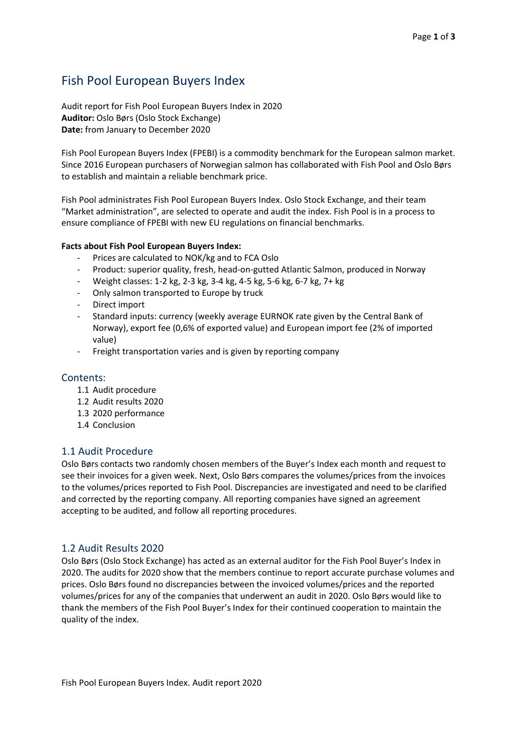# Fish Pool European Buyers Index

Audit report for Fish Pool European Buyers Index in 2020
**Auditor:** Oslo Børs (Oslo Stock Exchange)
**Date:** from January to December 2020

Fish Pool European Buyers Index (FPEBI) is a commodity benchmark for the European salmon market. Since 2016 European purchasers of Norwegian salmon has collaborated with Fish Pool and Oslo Børs to establish and maintain a reliable benchmark price.

Fish Pool administrates Fish Pool European Buyers Index. Oslo Stock Exchange, and their team "Market administration", are selected to operate and audit the index. Fish Pool is in a process to ensure compliance of FPEBI with new EU regulations on financial benchmarks.

**Facts about Fish Pool European Buyers Index:**

- Prices are calculated to NOK/kg and to FCA Oslo
- Product: superior quality, fresh, head-on-gutted Atlantic Salmon, produced in Norway
- Weight classes: 1-2 kg, 2-3 kg, 3-4 kg, 4-5 kg, 5-6 kg, 6-7 kg, 7+ kg
- Only salmon transported to Europe by truck
- Direct import
- Standard inputs: currency (weekly average EURNOK rate given by the Central Bank of Norway), export fee (0,6% of exported value) and European import fee (2% of imported value)
- Freight transportation varies and is given by reporting company

## Contents:

1.1 Audit procedure
1.2 Audit results 2020
1.3 2020 performance
1.4 Conclusion

## 1.1 Audit Procedure

Oslo Børs contacts two randomly chosen members of the Buyer's Index each month and request to see their invoices for a given week. Next, Oslo Børs compares the volumes/prices from the invoices to the volumes/prices reported to Fish Pool. Discrepancies are investigated and need to be clarified and corrected by the reporting company. All reporting companies have signed an agreement accepting to be audited, and follow all reporting procedures.

## 1.2 Audit Results 2020

Oslo Børs (Oslo Stock Exchange) has acted as an external auditor for the Fish Pool Buyer's Index in 2020. The audits for 2020 show that the members continue to report accurate purchase volumes and prices. Oslo Børs found no discrepancies between the invoiced volumes/prices and the reported volumes/prices for any of the companies that underwent an audit in 2020. Oslo Børs would like to thank the members of the Fish Pool Buyer's Index for their continued cooperation to maintain the quality of the index.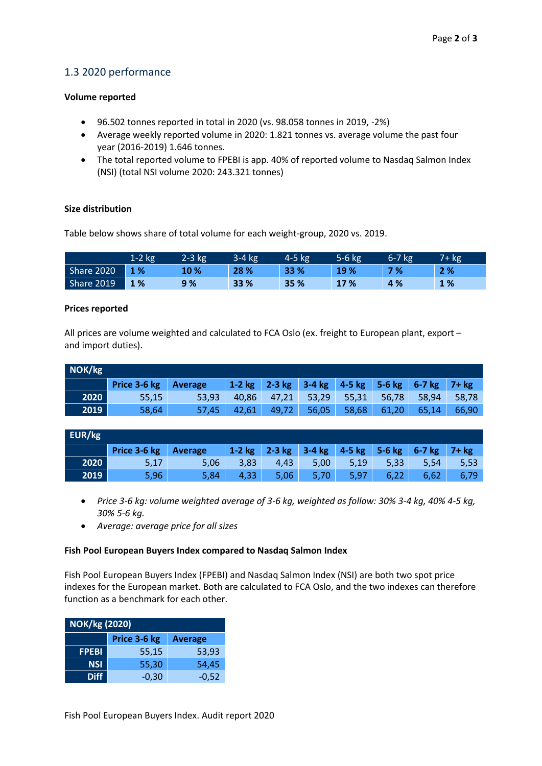## 1.3 2020 performance

**Volume reported**

- 96.502 tonnes reported in total in 2020 (vs. 98.058 tonnes in 2019, -2%)
- Average weekly reported volume in 2020: 1.821 tonnes vs. average volume the past four year (2016-2019) 1.646 tonnes.
- The total reported volume to FPEBI is app. 40% of reported volume to Nasdaq Salmon Index (NSI) (total NSI volume 2020: 243.321 tonnes)

**Size distribution**

Table below shows share of total volume for each weight-group, 2020 vs. 2019.

| | 1-2 kg | 2-3 kg | 3-4 kg | 4-5 kg | 5-6 kg | 6-7 kg | 7+ kg |
|---|---|---|---|---|---|---|---|
| Share 2020 | **1 %** | **10 %** | **28 %** | **33 %** | **19 %** | **7 %** | **2 %** |
| Share 2019 | **1 %** | **9 %** | **33 %** | **35 %** | **17 %** | **4 %** | **1 %** |

**Prices reported**

All prices are volume weighted and calculated to FCA Oslo (ex. freight to European plant, export – and import duties).

| **NOK/kg** | | | | | | | | | |
|---|---|---|---|---|---|---|---|---|---|
| | **Price 3-6 kg** | **Average** | **1-2 kg** | **2-3 kg** | **3-4 kg** | **4-5 kg** | **5-6 kg** | **6-7 kg** | **7+ kg** |
| **2020** | 55,15 | 53,93 | 40,86 | 47,21 | 53,29 | 55,31 | 56,78 | 58,94 | 58,78 |
| **2019** | 58,64 | 57,45 | 42,61 | 49,72 | 56,05 | 58,68 | 61,20 | 65,14 | 66,90 |

| **EUR/kg** | | | | | | | | | |
|---|---|---|---|---|---|---|---|---|---|
| | **Price 3-6 kg** | **Average** | **1-2 kg** | **2-3 kg** | **3-4 kg** | **4-5 kg** | **5-6 kg** | **6-7 kg** | **7+ kg** |
| **2020** | 5,17 | 5,06 | 3,83 | 4,43 | 5,00 | 5,19 | 5,33 | 5,54 | 5,53 |
| **2019** | 5,96 | 5,84 | 4,33 | 5,06 | 5,70 | 5,97 | 6,22 | 6,62 | 6,79 |

- *Price 3-6 kg: volume weighted average of 3-6 kg, weighted as follow: 30% 3-4 kg, 40% 4-5 kg, 30% 5-6 kg.*
- *Average: average price for all sizes*

**Fish Pool European Buyers Index compared to Nasdaq Salmon Index**

Fish Pool European Buyers Index (FPEBI) and Nasdaq Salmon Index (NSI) are both two spot price indexes for the European market. Both are calculated to FCA Oslo, and the two indexes can therefore function as a benchmark for each other.

| **NOK/kg (2020)** | | |
|---|---|---|
| | **Price 3-6 kg** | **Average** |
| **FPEBI** | 55,15 | 53,93 |
| **NSI** | 55,30 | 54,45 |
| **Diff** | -0,30 | -0,52 |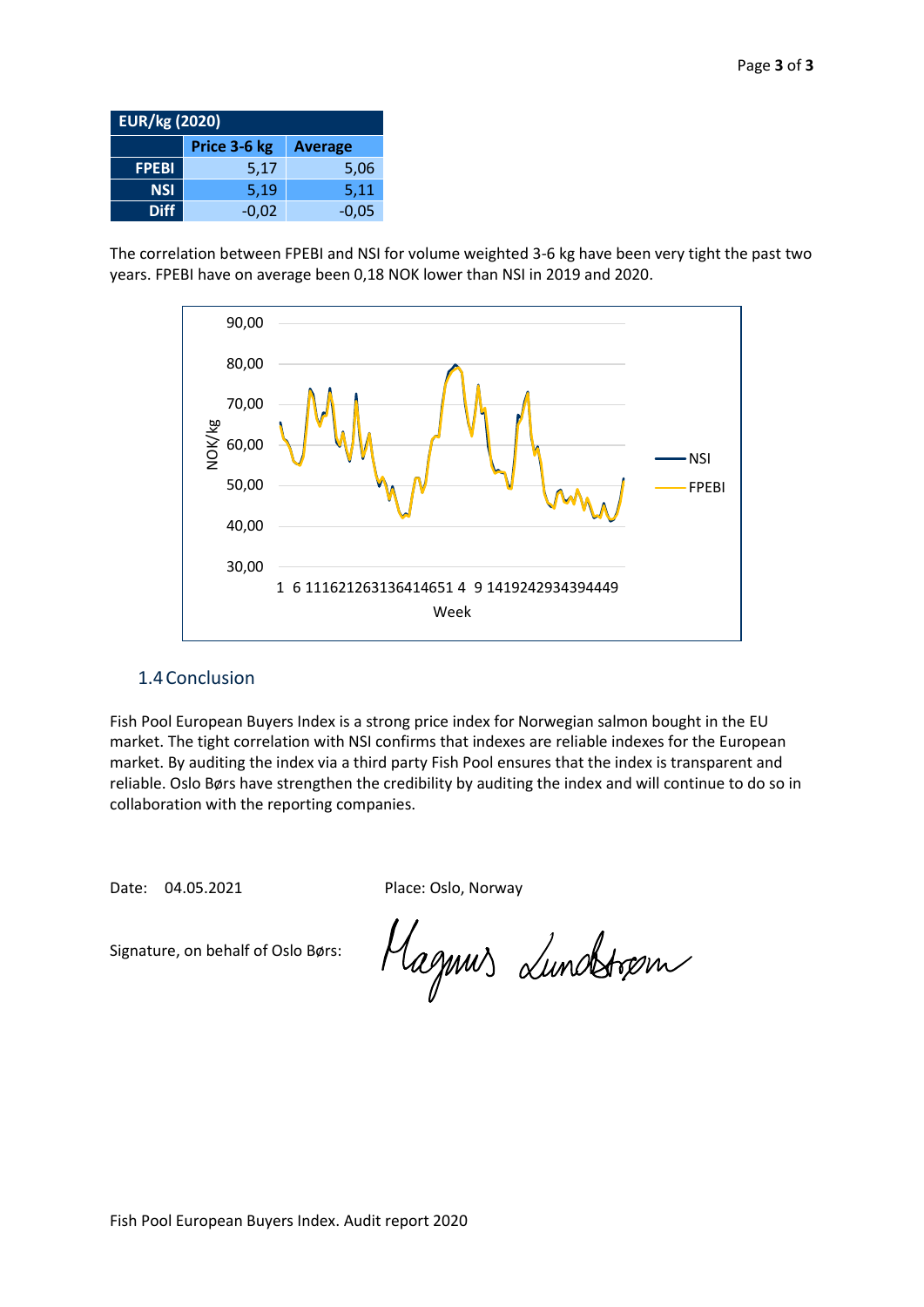| EUR/kg (2020) | | |
|---|---|---|
| | Price 3-6 kg | Average |
| FPEBI | 5,17 | 5,06 |
| NSI | 5,19 | 5,11 |
| Diff | -0,02 | -0,05 |

The correlation between FPEBI and NSI for volume weighted 3-6 kg have been very tight the past two years. FPEBI have on average been 0,18 NOK lower than NSI in 2019 and 2020.

90,00
80,00
70,00
60,00
50,00
40,00
30,00
NOK/kg
1 6 111621263136414651 4 9 1419242934394449
Week
NSI
FPEBI

## 1.4 Conclusion

Fish Pool European Buyers Index is a strong price index for Norwegian salmon bought in the EU market. The tight correlation with NSI confirms that indexes are reliable indexes for the European market. By auditing the index via a third party Fish Pool ensures that the index is transparent and reliable. Oslo Børs have strengthen the credibility by auditing the index and will continue to do so in collaboration with the reporting companies.

Date: 04.05.2021

Place: Oslo, Norway

Signature, on behalf of Oslo Børs: Magnus Lundstrøm